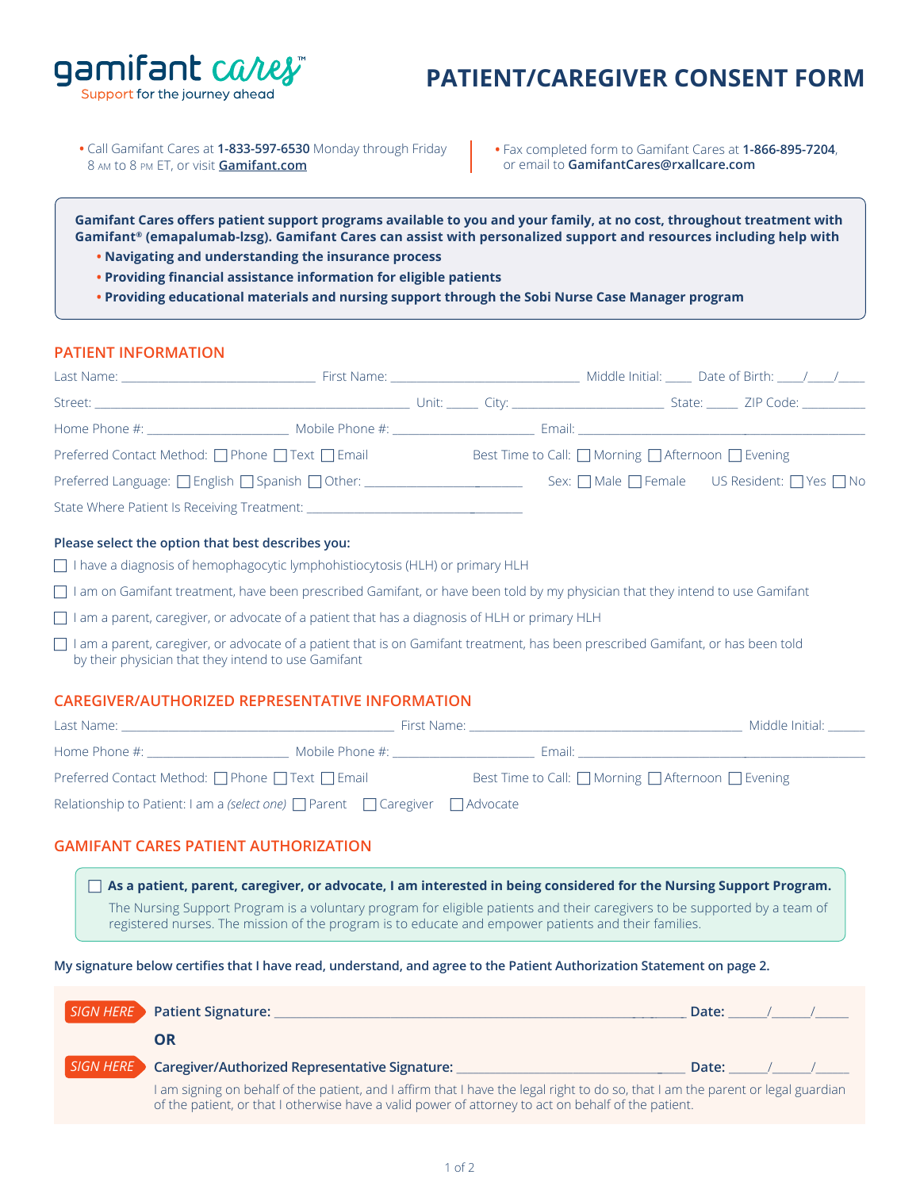gamifant cares™
Support for the journey ahead

# PATIENT/CAREGIVER CONSENT FORM

- Call Gamifant Cares at **1-833-597-6530** Monday through Friday 8 AM to 8 PM ET, or visit **Gamifant.com**
- Fax completed form to Gamifant Cares at **1-866-895-7204**, or email to **GamifantCares@rxallcare.com**

**Gamifant Cares offers patient support programs available to you and your family, at no cost, throughout treatment with Gamifant® (emapalumab-lzsg). Gamifant Cares can assist with personalized support and resources including help with**

- **Navigating and understanding the insurance process**
- **Providing financial assistance information for eligible patients**
- **Providing educational materials and nursing support through the Sobi Nurse Case Manager program**

## PATIENT INFORMATION

Last Name: ______________________ First Name: ______________________ Middle Initial: ____ Date of Birth: ____/____/____

Street: ______________________________________ Unit: _____ City: ____________________ State: _____ ZIP Code: __________

Home Phone #: ____________________ Mobile Phone #: ____________________ Email: ______________________________

Preferred Contact Method: ☐ Phone ☐ Text ☐ Email    Best Time to Call: ☐ Morning ☐ Afternoon ☐ Evening

Preferred Language: ☐ English ☐ Spanish ☐ Other: ____________________    Sex: ☐ Male ☐ Female    US Resident: ☐ Yes ☐ No

State Where Patient Is Receiving Treatment: ______________________________

**Please select the option that best describes you:**

☐ I have a diagnosis of hemophagocytic lymphohistiocytosis (HLH) or primary HLH

☐ I am on Gamifant treatment, have been prescribed Gamifant, or have been told by my physician that they intend to use Gamifant

☐ I am a parent, caregiver, or advocate of a patient that has a diagnosis of HLH or primary HLH

☐ I am a parent, caregiver, or advocate of a patient that is on Gamifant treatment, has been prescribed Gamifant, or has been told by their physician that they intend to use Gamifant

## CAREGIVER/AUTHORIZED REPRESENTATIVE INFORMATION

Last Name: ______________________________ First Name: ______________________________ Middle Initial: ______

Home Phone #: ____________________ Mobile Phone #: ____________________ Email: ______________________________

Preferred Contact Method: ☐ Phone ☐ Text ☐ Email    Best Time to Call: ☐ Morning ☐ Afternoon ☐ Evening

Relationship to Patient: I am a *(select one)* ☐ Parent ☐ Caregiver ☐ Advocate

## GAMIFANT CARES PATIENT AUTHORIZATION

☐ **As a patient, parent, caregiver, or advocate, I am interested in being considered for the Nursing Support Program.**
The Nursing Support Program is a voluntary program for eligible patients and their caregivers to be supported by a team of registered nurses. The mission of the program is to educate and empower patients and their families.

**My signature below certifies that I have read, understand, and agree to the Patient Authorization Statement on page 2.**

*SIGN HERE* **Patient Signature:** ______________________________________ **Date:** ______/______/______

**OR**

*SIGN HERE* **Caregiver/Authorized Representative Signature:** ______________________________ **Date:** ______/______/______

I am signing on behalf of the patient, and I affirm that I have the legal right to do so, that I am the parent or legal guardian of the patient, or that I otherwise have a valid power of attorney to act on behalf of the patient.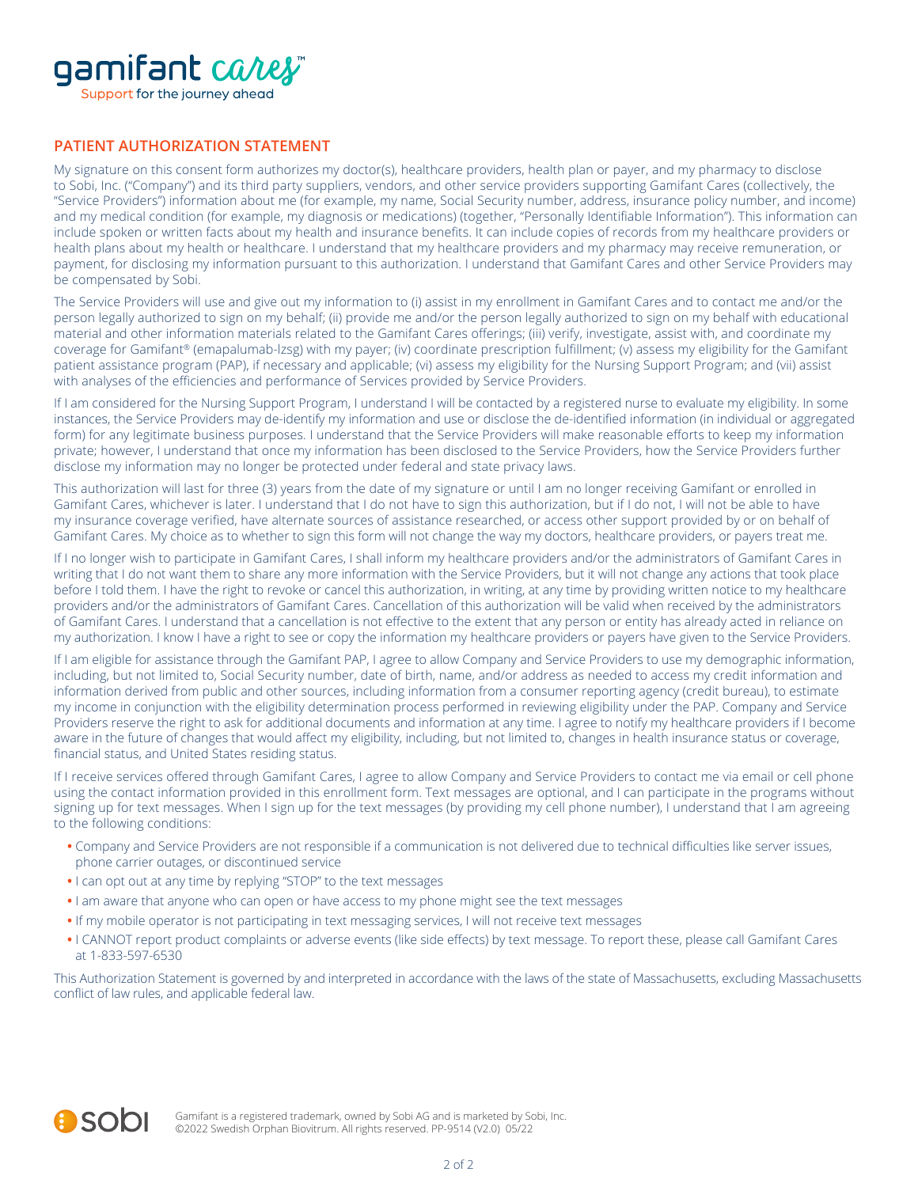gamifant cares™
Support for the journey ahead

## PATIENT AUTHORIZATION STATEMENT

My signature on this consent form authorizes my doctor(s), healthcare providers, health plan or payer, and my pharmacy to disclose to Sobi, Inc. ("Company") and its third party suppliers, vendors, and other service providers supporting Gamifant Cares (collectively, the "Service Providers") information about me (for example, my name, Social Security number, address, insurance policy number, and income) and my medical condition (for example, my diagnosis or medications) (together, "Personally Identifiable Information"). This information can include spoken or written facts about my health and insurance benefits. It can include copies of records from my healthcare providers or health plans about my health or healthcare. I understand that my healthcare providers and my pharmacy may receive remuneration, or payment, for disclosing my information pursuant to this authorization. I understand that Gamifant Cares and other Service Providers may be compensated by Sobi.

The Service Providers will use and give out my information to (i) assist in my enrollment in Gamifant Cares and to contact me and/or the person legally authorized to sign on my behalf; (ii) provide me and/or the person legally authorized to sign on my behalf with educational material and other information materials related to the Gamifant Cares offerings; (iii) verify, investigate, assist with, and coordinate my coverage for Gamifant® (emapalumab-lzsg) with my payer; (iv) coordinate prescription fulfillment; (v) assess my eligibility for the Gamifant patient assistance program (PAP), if necessary and applicable; (vi) assess my eligibility for the Nursing Support Program; and (vii) assist with analyses of the efficiencies and performance of Services provided by Service Providers.

If I am considered for the Nursing Support Program, I understand I will be contacted by a registered nurse to evaluate my eligibility. In some instances, the Service Providers may de-identify my information and use or disclose the de-identified information (in individual or aggregated form) for any legitimate business purposes. I understand that the Service Providers will make reasonable efforts to keep my information private; however, I understand that once my information has been disclosed to the Service Providers, how the Service Providers further disclose my information may no longer be protected under federal and state privacy laws.

This authorization will last for three (3) years from the date of my signature or until I am no longer receiving Gamifant or enrolled in Gamifant Cares, whichever is later. I understand that I do not have to sign this authorization, but if I do not, I will not be able to have my insurance coverage verified, have alternate sources of assistance researched, or access other support provided by or on behalf of Gamifant Cares. My choice as to whether to sign this form will not change the way my doctors, healthcare providers, or payers treat me.

If I no longer wish to participate in Gamifant Cares, I shall inform my healthcare providers and/or the administrators of Gamifant Cares in writing that I do not want them to share any more information with the Service Providers, but it will not change any actions that took place before I told them. I have the right to revoke or cancel this authorization, in writing, at any time by providing written notice to my healthcare providers and/or the administrators of Gamifant Cares. Cancellation of this authorization will be valid when received by the administrators of Gamifant Cares. I understand that a cancellation is not effective to the extent that any person or entity has already acted in reliance on my authorization. I know I have a right to see or copy the information my healthcare providers or payers have given to the Service Providers.

If I am eligible for assistance through the Gamifant PAP, I agree to allow Company and Service Providers to use my demographic information, including, but not limited to, Social Security number, date of birth, name, and/or address as needed to access my credit information and information derived from public and other sources, including information from a consumer reporting agency (credit bureau), to estimate my income in conjunction with the eligibility determination process performed in reviewing eligibility under the PAP. Company and Service Providers reserve the right to ask for additional documents and information at any time. I agree to notify my healthcare providers if I become aware in the future of changes that would affect my eligibility, including, but not limited to, changes in health insurance status or coverage, financial status, and United States residing status.

If I receive services offered through Gamifant Cares, I agree to allow Company and Service Providers to contact me via email or cell phone using the contact information provided in this enrollment form. Text messages are optional, and I can participate in the programs without signing up for text messages. When I sign up for the text messages (by providing my cell phone number), I understand that I am agreeing to the following conditions:

- Company and Service Providers are not responsible if a communication is not delivered due to technical difficulties like server issues, phone carrier outages, or discontinued service
- I can opt out at any time by replying "STOP" to the text messages
- I am aware that anyone who can open or have access to my phone might see the text messages
- If my mobile operator is not participating in text messaging services, I will not receive text messages
- I CANNOT report product complaints or adverse events (like side effects) by text message. To report these, please call Gamifant Cares at 1-833-597-6530

This Authorization Statement is governed by and interpreted in accordance with the laws of the state of Massachusetts, excluding Massachusetts conflict of law rules, and applicable federal law.

sobi

Gamifant is a registered trademark, owned by Sobi AG and is marketed by Sobi, Inc.
©2022 Swedish Orphan Biovitrum. All rights reserved. PP-9514 (V2.0) 05/22